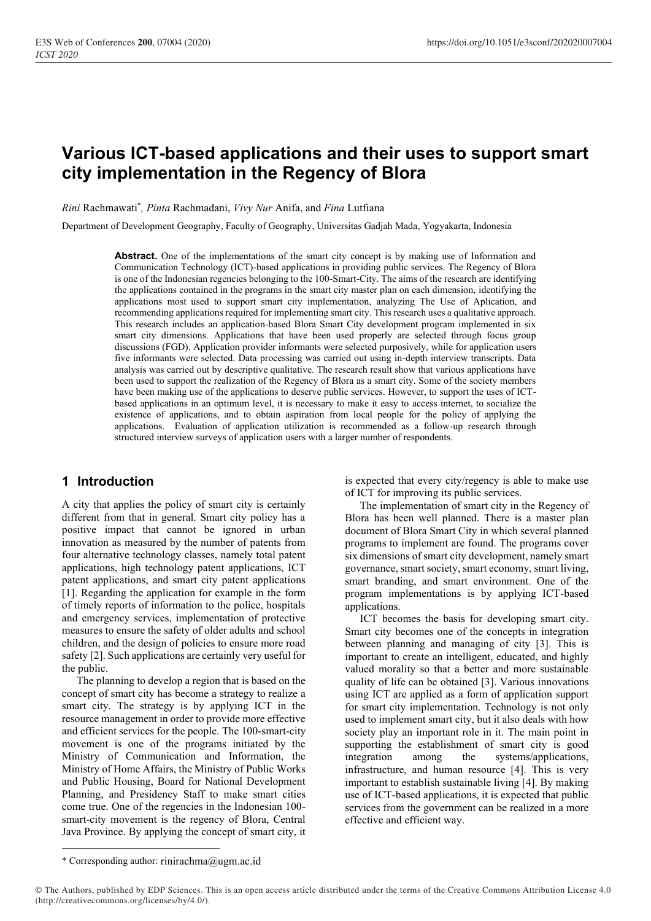# Various ICT-based applications and their uses to support smart city implementation in the Regency of Blora

*Rini* Rachmawati*, *Pinta* Rachmadani, *Vivy Nur* Anifa, and *Fina* Lutfiana

Department of Development Geography, Faculty of Geography, Universitas Gadjah Mada, Yogyakarta, Indonesia

**Abstract.** One of the implementations of the smart city concept is by making use of Information and Communication Technology (ICT)-based applications in providing public services. The Regency of Blora is one of the Indonesian regencies belonging to the 100-Smart-City. The aims of the research are identifying the applications contained in the programs in the smart city master plan on each dimension, identifying the applications most used to support smart city implementation, analyzing The Use of Aplication, and recommending applications required for implementing smart city. This research uses a qualitative approach. This research includes an application-based Blora Smart City development program implemented in six smart city dimensions. Applications that have been used properly are selected through focus group discussions (FGD). Application provider informants were selected purposively, while for application users five informants were selected. Data processing was carried out using in-depth interview transcripts. Data analysis was carried out by descriptive qualitative. The research result show that various applications have been used to support the realization of the Regency of Blora as a smart city. Some of the society members have been making use of the applications to deserve public services. However, to support the uses of ICT-based applications in an optimum level, it is necessary to make it easy to access internet, to socialize the existence of applications, and to obtain aspiration from local people for the policy of applying the applications. Evaluation of application utilization is recommended as a follow-up research through structured interview surveys of application users with a larger number of respondents.

## 1 Introduction

A city that applies the policy of smart city is certainly different from that in general. Smart city policy has a positive impact that cannot be ignored in urban innovation as measured by the number of patents from four alternative technology classes, namely total patent applications, high technology patent applications, ICT patent applications, and smart city patent applications [1]. Regarding the application for example in the form of timely reports of information to the police, hospitals and emergency services, implementation of protective measures to ensure the safety of older adults and school children, and the design of policies to ensure more road safety [2]. Such applications are certainly very useful for the public.

The planning to develop a region that is based on the concept of smart city has become a strategy to realize a smart city. The strategy is by applying ICT in the resource management in order to provide more effective and efficient services for the people. The 100-smart-city movement is one of the programs initiated by the Ministry of Communication and Information, the Ministry of Home Affairs, the Ministry of Public Works and Public Housing, Board for National Development Planning, and Presidency Staff to make smart cities come true. One of the regencies in the Indonesian 100-smart-city movement is the regency of Blora, Central Java Province. By applying the concept of smart city, it is expected that every city/regency is able to make use of ICT for improving its public services.

The implementation of smart city in the Regency of Blora has been well planned. There is a master plan document of Blora Smart City in which several planned programs to implement are found. The programs cover six dimensions of smart city development, namely smart governance, smart society, smart economy, smart living, smart branding, and smart environment. One of the program implementations is by applying ICT-based applications.

ICT becomes the basis for developing smart city. Smart city becomes one of the concepts in integration between planning and managing of city [3]. This is important to create an intelligent, educated, and highly valued morality so that a better and more sustainable quality of life can be obtained [3]. Various innovations using ICT are applied as a form of application support for smart city implementation. Technology is not only used to implement smart city, but it also deals with how society play an important role in it. The main point in supporting the establishment of smart city is good integration among the systems/applications, infrastructure, and human resource [4]. This is very important to establish sustainable living [4]. By making use of ICT-based applications, it is expected that public services from the government can be realized in a more effective and efficient way.

\* Corresponding author: rinirachma@ugm.ac.id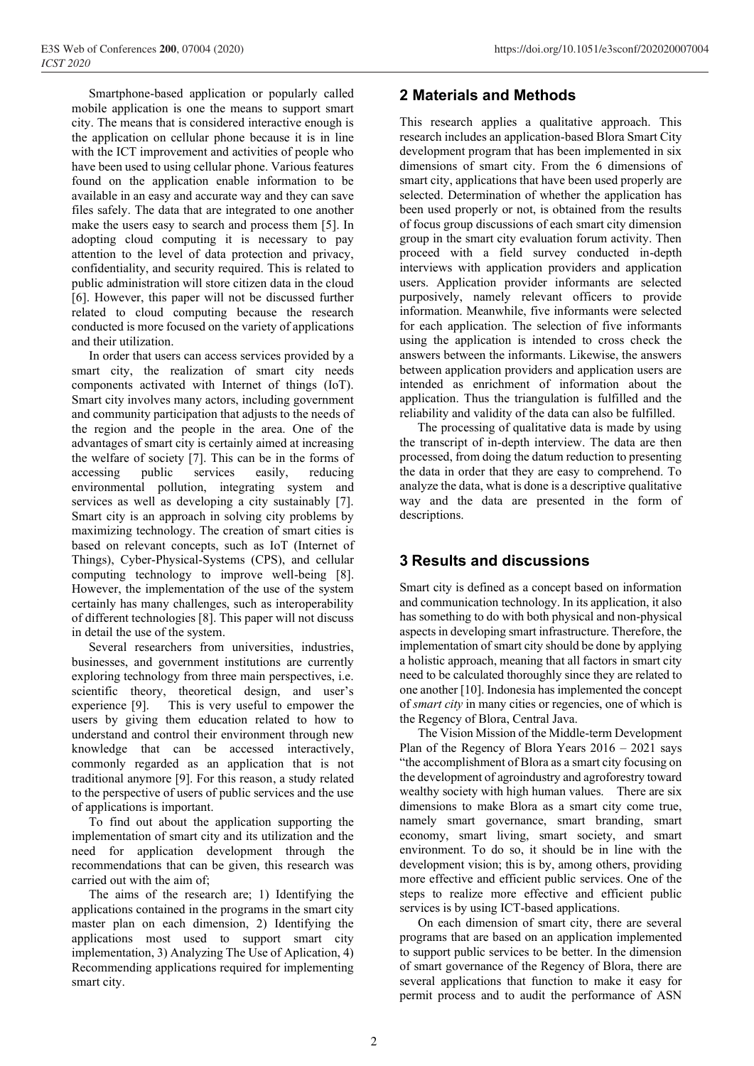Smartphone-based application or popularly called mobile application is one the means to support smart city. The means that is considered interactive enough is the application on cellular phone because it is in line with the ICT improvement and activities of people who have been used to using cellular phone. Various features found on the application enable information to be available in an easy and accurate way and they can save files safely. The data that are integrated to one another make the users easy to search and process them [5]. In adopting cloud computing it is necessary to pay attention to the level of data protection and privacy, confidentiality, and security required. This is related to public administration will store citizen data in the cloud [6]. However, this paper will not be discussed further related to cloud computing because the research conducted is more focused on the variety of applications and their utilization.

In order that users can access services provided by a smart city, the realization of smart city needs components activated with Internet of things (IoT). Smart city involves many actors, including government and community participation that adjusts to the needs of the region and the people in the area. One of the advantages of smart city is certainly aimed at increasing the welfare of society [7]. This can be in the forms of accessing public services easily, reducing environmental pollution, integrating system and services as well as developing a city sustainably [7]. Smart city is an approach in solving city problems by maximizing technology. The creation of smart cities is based on relevant concepts, such as IoT (Internet of Things), Cyber-Physical-Systems (CPS), and cellular computing technology to improve well-being [8]. However, the implementation of the use of the system certainly has many challenges, such as interoperability of different technologies [8]. This paper will not discuss in detail the use of the system.

Several researchers from universities, industries, businesses, and government institutions are currently exploring technology from three main perspectives, i.e. scientific theory, theoretical design, and user's experience [9]. This is very useful to empower the users by giving them education related to how to understand and control their environment through new knowledge that can be accessed interactively, commonly regarded as an application that is not traditional anymore [9]. For this reason, a study related to the perspective of users of public services and the use of applications is important.

To find out about the application supporting the implementation of smart city and its utilization and the need for application development through the recommendations that can be given, this research was carried out with the aim of;

The aims of the research are; 1) Identifying the applications contained in the programs in the smart city master plan on each dimension, 2) Identifying the applications most used to support smart city implementation, 3) Analyzing The Use of Aplication, 4) Recommending applications required for implementing smart city.

## 2 Materials and Methods

This research applies a qualitative approach. This research includes an application-based Blora Smart City development program that has been implemented in six dimensions of smart city. From the 6 dimensions of smart city, applications that have been used properly are selected. Determination of whether the application has been used properly or not, is obtained from the results of focus group discussions of each smart city dimension group in the smart city evaluation forum activity. Then proceed with a field survey conducted in-depth interviews with application providers and application users. Application provider informants are selected purposively, namely relevant officers to provide information. Meanwhile, five informants were selected for each application. The selection of five informants using the application is intended to cross check the answers between the informants. Likewise, the answers between application providers and application users are intended as enrichment of information about the application. Thus the triangulation is fulfilled and the reliability and validity of the data can also be fulfilled.

The processing of qualitative data is made by using the transcript of in-depth interview. The data are then processed, from doing the datum reduction to presenting the data in order that they are easy to comprehend. To analyze the data, what is done is a descriptive qualitative way and the data are presented in the form of descriptions.

## 3 Results and discussions

Smart city is defined as a concept based on information and communication technology. In its application, it also has something to do with both physical and non-physical aspects in developing smart infrastructure. Therefore, the implementation of smart city should be done by applying a holistic approach, meaning that all factors in smart city need to be calculated thoroughly since they are related to one another [10]. Indonesia has implemented the concept of *smart city* in many cities or regencies, one of which is the Regency of Blora, Central Java.

The Vision Mission of the Middle-term Development Plan of the Regency of Blora Years 2016 – 2021 says "the accomplishment of Blora as a smart city focusing on the development of agroindustry and agroforestry toward wealthy society with high human values. There are six dimensions to make Blora as a smart city come true, namely smart governance, smart branding, smart economy, smart living, smart society, and smart environment. To do so, it should be in line with the development vision; this is by, among others, providing more effective and efficient public services. One of the steps to realize more effective and efficient public services is by using ICT-based applications.

On each dimension of smart city, there are several programs that are based on an application implemented to support public services to be better. In the dimension of smart governance of the Regency of Blora, there are several applications that function to make it easy for permit process and to audit the performance of ASN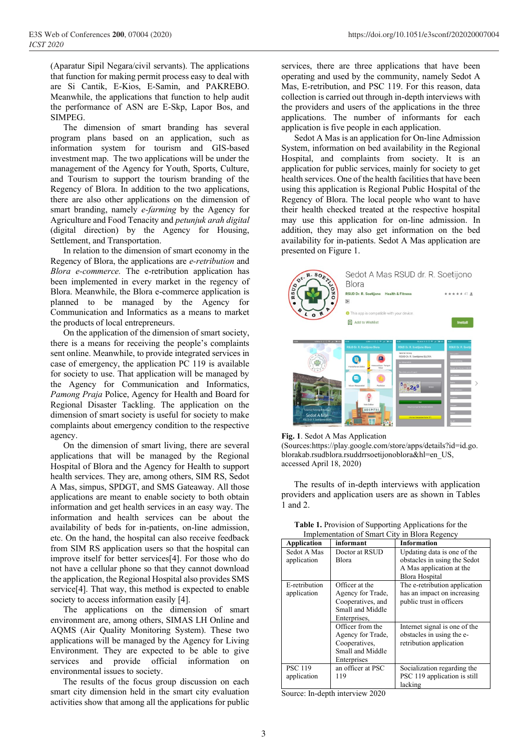(Aparatur Sipil Negara/civil servants). The applications that function for making permit process easy to deal with are Si Cantik, E-Kios, E-Samin, and PAKREBO. Meanwhile, the applications that function to help audit the performance of ASN are E-Skp, Lapor Bos, and SIMPEG.

The dimension of smart branding has several program plans based on an application, such as information system for tourism and GIS-based investment map. The two applications will be under the management of the Agency for Youth, Sports, Culture, and Tourism to support the tourism branding of the Regency of Blora. In addition to the two applications, there are also other applications on the dimension of smart branding, namely *e-farming* by the Agency for Agriculture and Food Tenacity and *petunjuk arah digital* (digital direction) by the Agency for Housing, Settlement, and Transportation.

In relation to the dimension of smart economy in the Regency of Blora, the applications are *e-retribution* and *Blora e-commerce.* The e-retribution application has been implemented in every market in the regency of Blora. Meanwhile, the Blora e-commerce application is planned to be managed by the Agency for Communication and Informatics as a means to market the products of local entrepreneurs.

On the application of the dimension of smart society, there is a means for receiving the people's complaints sent online. Meanwhile, to provide integrated services in case of emergency, the application PC 119 is available for society to use. That application will be managed by the Agency for Communication and Informatics, *Pamong Praja* Police, Agency for Health and Board for Regional Disaster Tackling. The application on the dimension of smart society is useful for society to make complaints about emergency condition to the respective agency.

On the dimension of smart living, there are several applications that will be managed by the Regional Hospital of Blora and the Agency for Health to support health services. They are, among others, SIM RS, Sedot A Mas, simpus, SPDGT, and SMS Gateaway. All those applications are meant to enable society to both obtain information and get health services in an easy way. The information and health services can be about the availability of beds for in-patients, on-line admission, etc. On the hand, the hospital can also receive feedback from SIM RS application users so that the hospital can improve itself for better services[4]. For those who do not have a cellular phone so that they cannot download the application, the Regional Hospital also provides SMS service[4]. That way, this method is expected to enable society to access information easily [4].

The applications on the dimension of smart environment are, among others, SIMAS LH Online and AQMS (Air Quality Monitoring System). These two applications will be managed by the Agency for Living Environment. They are expected to be able to give services and provide official information on environmental issues to society.

The results of the focus group discussion on each smart city dimension held in the smart city evaluation activities show that among all the applications for public services, there are three applications that have been operating and used by the community, namely Sedot A Mas, E-retribution, and PSC 119. For this reason, data collection is carried out through in-depth interviews with the providers and users of the applications in the three applications. The number of informants for each application is five people in each application.

Sedot A Mas is an application for On-line Admission System, information on bed availability in the Regional Hospital, and complaints from society. It is an application for public services, mainly for society to get health services. One of the health facilities that have been using this application is Regional Public Hospital of the Regency of Blora. The local people who want to have their health checked treated at the respective hospital may use this application for on-line admission. In addition, they may also get information on the bed availability for in-patients. Sedot A Mas application are presented on Figure 1.

**Fig. 1**. Sedot A Mas Application (Sources:https://play.google.com/store/apps/details?id=id.go.blorakab.rsudblora.rsuddrrsoetijonoblora&hl=en_US, accessed April 18, 2020)

The results of in-depth interviews with application providers and application users are as shown in Tables 1 and 2.

**Table 1.** Provision of Supporting Applications for the Implementation of Smart City in Blora Regency

| Application | informant | Information |
|---|---|---|
| Sedot A Mas application | Doctor at RSUD Blora | Updating data is one of the obstacles in using the Sedot A Mas application at the Blora Hospital |
| E-retribution application | Officer at the Agency for Trade, Cooperatives, and Small and Middle Enterprises, | The e-retribution application has an impact on increasing public trust in officers |
| | Officer from the Agency for Trade, Cooperatives, Small and Middle Enterprises | Internet signal is one of the obstacles in using the e-retribution application |
| PSC 119 application | an officer at PSC 119 | Socialization regarding the PSC 119 application is still lacking |

Source: In-depth interview 2020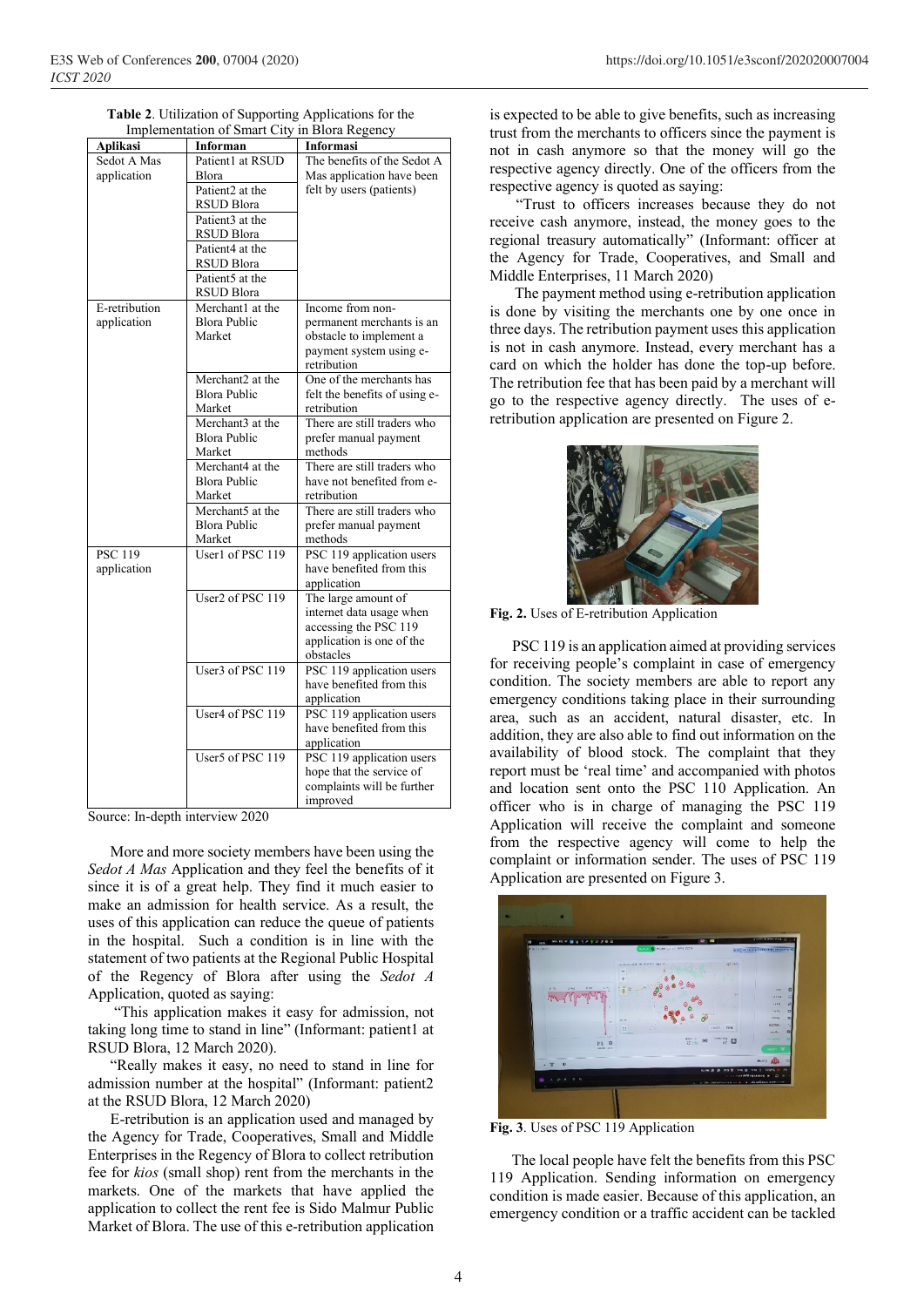**Table 2**. Utilization of Supporting Applications for the Implementation of Smart City in Blora Regency

| Aplikasi | Informan | Informasi |
|---|---|---|
| Sedot A Mas application | Patient1 at RSUD Blora | The benefits of the Sedot A Mas application have been felt by users (patients) |
| | Patient2 at the RSUD Blora | |
| | Patient3 at the RSUD Blora | |
| | Patient4 at the RSUD Blora | |
| | Patient5 at the RSUD Blora | |
| E-retribution application | Merchant1 at the Blora Public Market | Income from non-permanent merchants is an obstacle to implement a payment system using e-retribution |
| | Merchant2 at the Blora Public Market | One of the merchants has felt the benefits of using e-retribution |
| | Merchant3 at the Blora Public Market | There are still traders who prefer manual payment methods |
| | Merchant4 at the Blora Public Market | There are still traders who have not benefited from e-retribution |
| | Merchant5 at the Blora Public Market | There are still traders who prefer manual payment methods |
| PSC 119 application | User1 of PSC 119 | PSC 119 application users have benefited from this application |
| | User2 of PSC 119 | The large amount of internet data usage when accessing the PSC 119 application is one of the obstacles |
| | User3 of PSC 119 | PSC 119 application users have benefited from this application |
| | User4 of PSC 119 | PSC 119 application users have benefited from this application |
| | User5 of PSC 119 | PSC 119 application users hope that the service of complaints will be further improved |

Source: In-depth interview 2020

More and more society members have been using the *Sedot A Mas* Application and they feel the benefits of it since it is of a great help. They find it much easier to make an admission for health service. As a result, the uses of this application can reduce the queue of patients in the hospital. Such a condition is in line with the statement of two patients at the Regional Public Hospital of the Regency of Blora after using the *Sedot A* Application, quoted as saying:

"This application makes it easy for admission, not taking long time to stand in line" (Informant: patient1 at RSUD Blora, 12 March 2020).

"Really makes it easy, no need to stand in line for admission number at the hospital" (Informant: patient2 at the RSUD Blora, 12 March 2020)

E-retribution is an application used and managed by the Agency for Trade, Cooperatives, Small and Middle Enterprises in the Regency of Blora to collect retribution fee for *kios* (small shop) rent from the merchants in the markets. One of the markets that have applied the application to collect the rent fee is Sido Malmur Public Market of Blora. The use of this e-retribution application is expected to be able to give benefits, such as increasing trust from the merchants to officers since the payment is not in cash anymore so that the money will go the respective agency directly. One of the officers from the respective agency is quoted as saying:

"Trust to officers increases because they do not receive cash anymore, instead, the money goes to the regional treasury automatically" (Informant: officer at the Agency for Trade, Cooperatives, and Small and Middle Enterprises, 11 March 2020)

The payment method using e-retribution application is done by visiting the merchants one by one once in three days. The retribution payment uses this application is not in cash anymore. Instead, every merchant has a card on which the holder has done the top-up before. The retribution fee that has been paid by a merchant will go to the respective agency directly. The uses of e-retribution application are presented on Figure 2.

**Fig. 2.** Uses of E-retribution Application

PSC 119 is an application aimed at providing services for receiving people's complaint in case of emergency condition. The society members are able to report any emergency conditions taking place in their surrounding area, such as an accident, natural disaster, etc. In addition, they are also able to find out information on the availability of blood stock. The complaint that they report must be 'real time' and accompanied with photos and location sent onto the PSC 110 Application. An officer who is in charge of managing the PSC 119 Application will receive the complaint and someone from the respective agency will come to help the complaint or information sender. The uses of PSC 119 Application are presented on Figure 3.

**Fig. 3**. Uses of PSC 119 Application

The local people have felt the benefits from this PSC 119 Application. Sending information on emergency condition is made easier. Because of this application, an emergency condition or a traffic accident can be tackled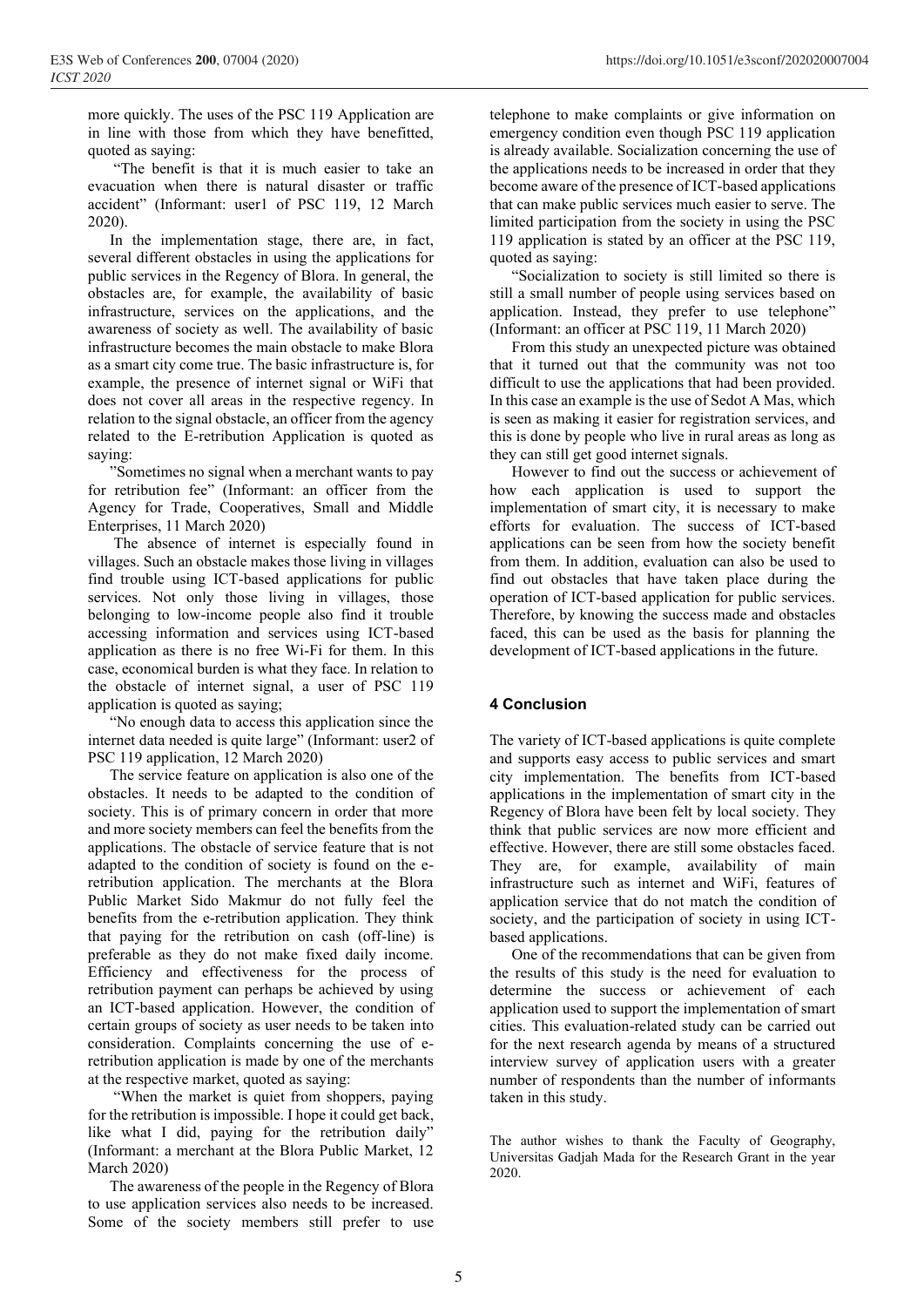more quickly. The uses of the PSC 119 Application are in line with those from which they have benefitted, quoted as saying:

"The benefit is that it is much easier to take an evacuation when there is natural disaster or traffic accident" (Informant: user1 of PSC 119, 12 March 2020).

In the implementation stage, there are, in fact, several different obstacles in using the applications for public services in the Regency of Blora. In general, the obstacles are, for example, the availability of basic infrastructure, services on the applications, and the awareness of society as well. The availability of basic infrastructure becomes the main obstacle to make Blora as a smart city come true. The basic infrastructure is, for example, the presence of internet signal or WiFi that does not cover all areas in the respective regency. In relation to the signal obstacle, an officer from the agency related to the E-retribution Application is quoted as saying:

"Sometimes no signal when a merchant wants to pay for retribution fee" (Informant: an officer from the Agency for Trade, Cooperatives, Small and Middle Enterprises, 11 March 2020)

The absence of internet is especially found in villages. Such an obstacle makes those living in villages find trouble using ICT-based applications for public services. Not only those living in villages, those belonging to low-income people also find it trouble accessing information and services using ICT-based application as there is no free Wi-Fi for them. In this case, economical burden is what they face. In relation to the obstacle of internet signal, a user of PSC 119 application is quoted as saying;

"No enough data to access this application since the internet data needed is quite large" (Informant: user2 of PSC 119 application, 12 March 2020)

The service feature on application is also one of the obstacles. It needs to be adapted to the condition of society. This is of primary concern in order that more and more society members can feel the benefits from the applications. The obstacle of service feature that is not adapted to the condition of society is found on the e-retribution application. The merchants at the Blora Public Market Sido Makmur do not fully feel the benefits from the e-retribution application. They think that paying for the retribution on cash (off-line) is preferable as they do not make fixed daily income. Efficiency and effectiveness for the process of retribution payment can perhaps be achieved by using an ICT-based application. However, the condition of certain groups of society as user needs to be taken into consideration. Complaints concerning the use of e-retribution application is made by one of the merchants at the respective market, quoted as saying:

"When the market is quiet from shoppers, paying for the retribution is impossible. I hope it could get back, like what I did, paying for the retribution daily" (Informant: a merchant at the Blora Public Market, 12 March 2020)

The awareness of the people in the Regency of Blora to use application services also needs to be increased. Some of the society members still prefer to use telephone to make complaints or give information on emergency condition even though PSC 119 application is already available. Socialization concerning the use of the applications needs to be increased in order that they become aware of the presence of ICT-based applications that can make public services much easier to serve. The limited participation from the society in using the PSC 119 application is stated by an officer at the PSC 119, quoted as saying:

"Socialization to society is still limited so there is still a small number of people using services based on application. Instead, they prefer to use telephone" (Informant: an officer at PSC 119, 11 March 2020)

From this study an unexpected picture was obtained that it turned out that the community was not too difficult to use the applications that had been provided. In this case an example is the use of Sedot A Mas, which is seen as making it easier for registration services, and this is done by people who live in rural areas as long as they can still get good internet signals.

However to find out the success or achievement of how each application is used to support the implementation of smart city, it is necessary to make efforts for evaluation. The success of ICT-based applications can be seen from how the society benefit from them. In addition, evaluation can also be used to find out obstacles that have taken place during the operation of ICT-based application for public services. Therefore, by knowing the success made and obstacles faced, this can be used as the basis for planning the development of ICT-based applications in the future.

## 4 Conclusion

The variety of ICT-based applications is quite complete and supports easy access to public services and smart city implementation. The benefits from ICT-based applications in the implementation of smart city in the Regency of Blora have been felt by local society. They think that public services are now more efficient and effective. However, there are still some obstacles faced. They are, for example, availability of main infrastructure such as internet and WiFi, features of application service that do not match the condition of society, and the participation of society in using ICT-based applications.

One of the recommendations that can be given from the results of this study is the need for evaluation to determine the success or achievement of each application used to support the implementation of smart cities. This evaluation-related study can be carried out for the next research agenda by means of a structured interview survey of application users with a greater number of respondents than the number of informants taken in this study.

The author wishes to thank the Faculty of Geography, Universitas Gadjah Mada for the Research Grant in the year 2020.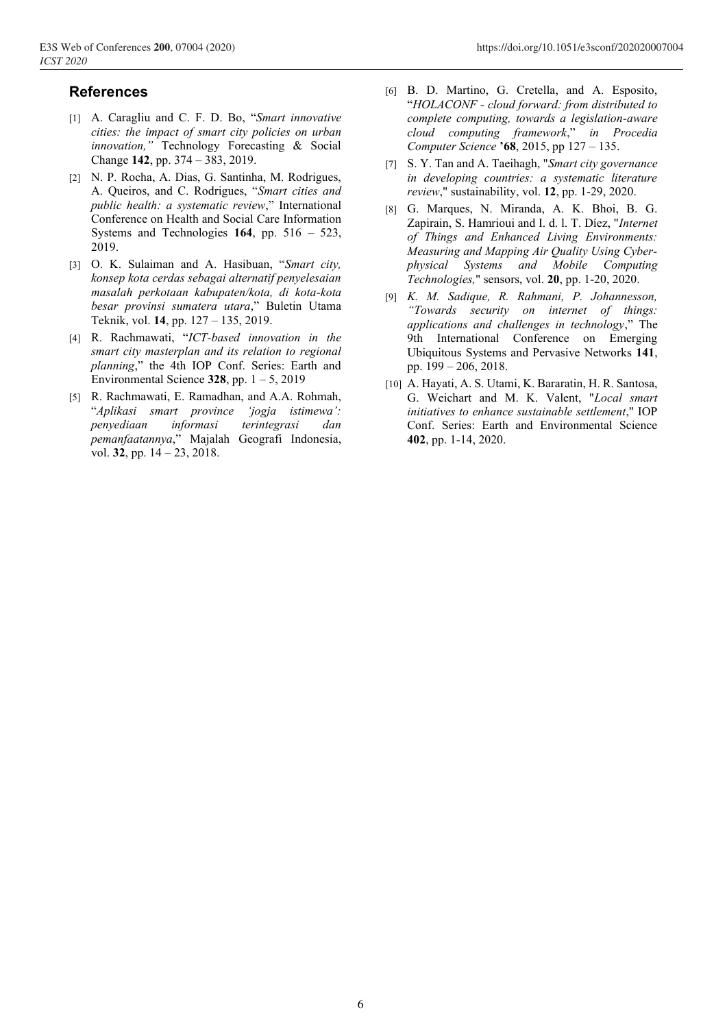## References

[1] A. Caragliu and C. F. D. Bo, "*Smart innovative cities: the impact of smart city policies on urban innovation,"* Technology Forecasting & Social Change **142**, pp. 374 – 383, 2019.

[2] N. P. Rocha, A. Dias, G. Santinha, M. Rodrigues, A. Queiros, and C. Rodrigues, "*Smart cities and public health: a systematic review*," International Conference on Health and Social Care Information Systems and Technologies **164**, pp. 516 – 523, 2019.

[3] O. K. Sulaiman and A. Hasibuan, "*Smart city, konsep kota cerdas sebagai alternatif penyelesaian masalah perkotaan kabupaten/kota, di kota-kota besar provinsi sumatera utara*," Buletin Utama Teknik, vol. **14**, pp. 127 – 135, 2019.

[4] R. Rachmawati, "*ICT-based innovation in the smart city masterplan and its relation to regional planning*," the 4th IOP Conf. Series: Earth and Environmental Science **328**, pp. 1 – 5, 2019

[5] R. Rachmawati, E. Ramadhan, and A.A. Rohmah, "*Aplikasi smart province 'jogja istimewa': penyediaan informasi terintegrasi dan pemanfaatannya*," Majalah Geografi Indonesia, vol. **32**, pp. 14 – 23, 2018.

[6] B. D. Martino, G. Cretella, and A. Esposito, "*HOLACONF - cloud forward: from distributed to complete computing, towards a legislation-aware cloud computing framework*," *in Procedia Computer Science* **'68**, 2015, pp 127 – 135.

[7] S. Y. Tan and A. Taeihagh, "*Smart city governance in developing countries: a systematic literature review*," sustainability, vol. **12**, pp. 1-29, 2020.

[8] G. Marques, N. Miranda, A. K. Bhoi, B. G. Zapirain, S. Hamrioui and I. d. l. T. Díez, "*Internet of Things and Enhanced Living Environments: Measuring and Mapping Air Quality Using Cyber-physical Systems and Mobile Computing Technologies,*" sensors, vol. **20**, pp. 1-20, 2020.

[9] *K. M. Sadique, R. Rahmani, P. Johannesson, "Towards security on internet of things: applications and challenges in technology*," The 9th International Conference on Emerging Ubiquitous Systems and Pervasive Networks **141**, pp. 199 – 206, 2018.

[10] A. Hayati, A. S. Utami, K. Bararatin, H. R. Santosa, G. Weichart and M. K. Valent, "*Local smart initiatives to enhance sustainable settlement*," IOP Conf. Series: Earth and Environmental Science **402**, pp. 1-14, 2020.